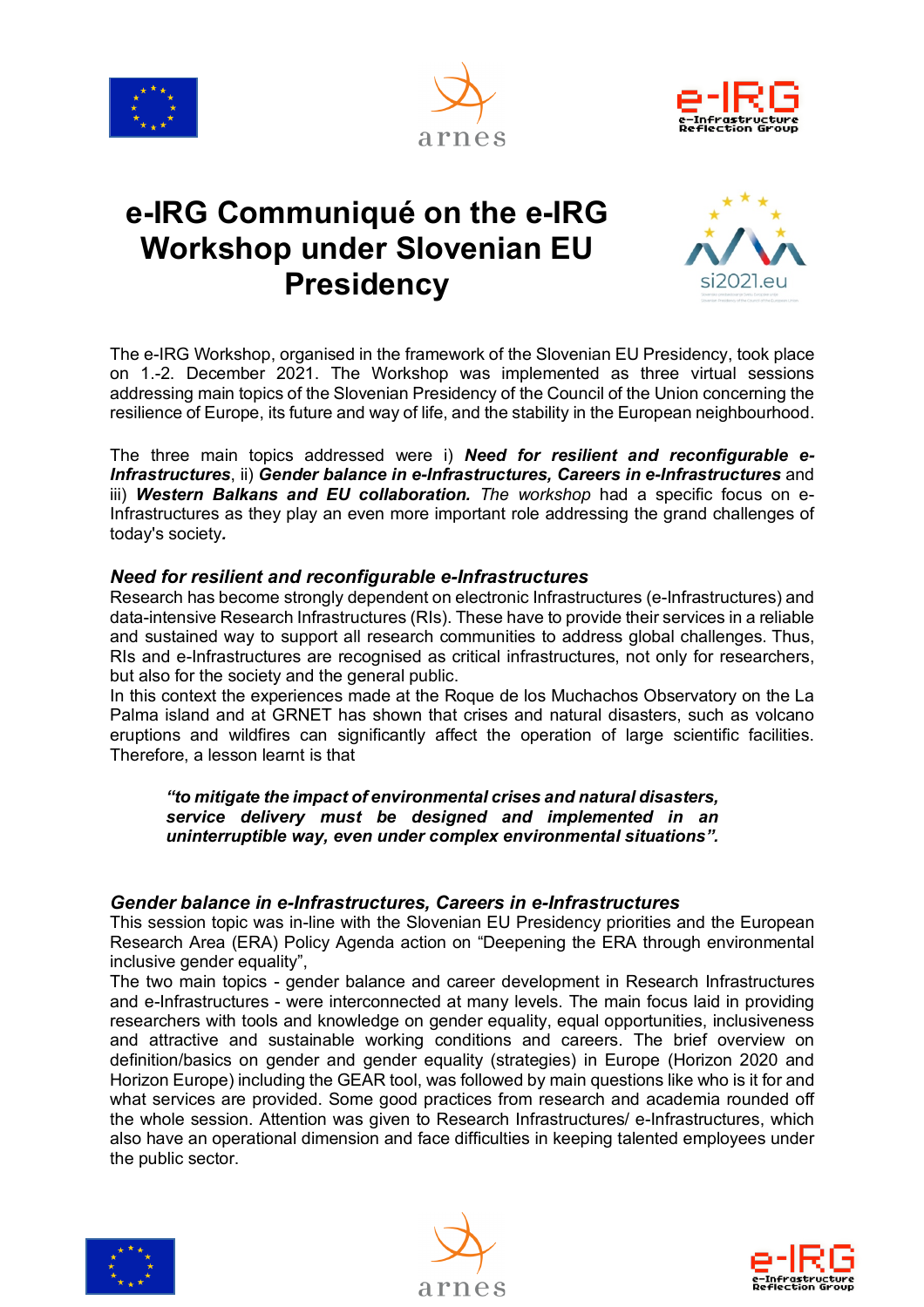# e-IRG Communiqué on the e-IRG Workshop under Slovenian EU Presidency

The e-IRG Workshop, organised in the framework of the Slovenian EU Presidency, took place on 1.-2. December 2021. The Workshop was implemented as three virtual sessions addressing main topics of the Slovenian Presidency of the Council of the Union concerning the resilience of Europe, its future and way of life, and the stability in the European neighbourhood.

The three main topics addressed were i) ***Need for resilient and reconfigurable e-Infrastructures***, ii) ***Gender balance in e-Infrastructures, Careers in e-Infrastructures*** and iii) ***Western Balkans and EU collaboration.*** *The workshop* had a specific focus on e-Infrastructures as they play an even more important role addressing the grand challenges of today's society***.***

### *Need for resilient and reconfigurable e-Infrastructures*

Research has become strongly dependent on electronic Infrastructures (e-Infrastructures) and data-intensive Research Infrastructures (RIs). These have to provide their services in a reliable and sustained way to support all research communities to address global challenges. Thus, RIs and e-Infrastructures are recognised as critical infrastructures, not only for researchers, but also for the society and the general public.

In this context the experiences made at the Roque de los Muchachos Observatory on the La Palma island and at GRNET has shown that crises and natural disasters, such as volcano eruptions and wildfires can significantly affect the operation of large scientific facilities. Therefore, a lesson learnt is that

> ***"to mitigate the impact of environmental crises and natural disasters, service delivery must be designed and implemented in an uninterruptible way, even under complex environmental situations".***

### *Gender balance in e-Infrastructures, Careers in e-Infrastructures*

This session topic was in-line with the Slovenian EU Presidency priorities and the European Research Area (ERA) Policy Agenda action on "Deepening the ERA through environmental inclusive gender equality",

The two main topics - gender balance and career development in Research Infrastructures and e-Infrastructures - were interconnected at many levels. The main focus laid in providing researchers with tools and knowledge on gender equality, equal opportunities, inclusiveness and attractive and sustainable working conditions and careers. The brief overview on definition/basics on gender and gender equality (strategies) in Europe (Horizon 2020 and Horizon Europe) including the GEAR tool, was followed by main questions like who is it for and what services are provided. Some good practices from research and academia rounded off the whole session. Attention was given to Research Infrastructures/ e-Infrastructures, which also have an operational dimension and face difficulties in keeping talented employees under the public sector.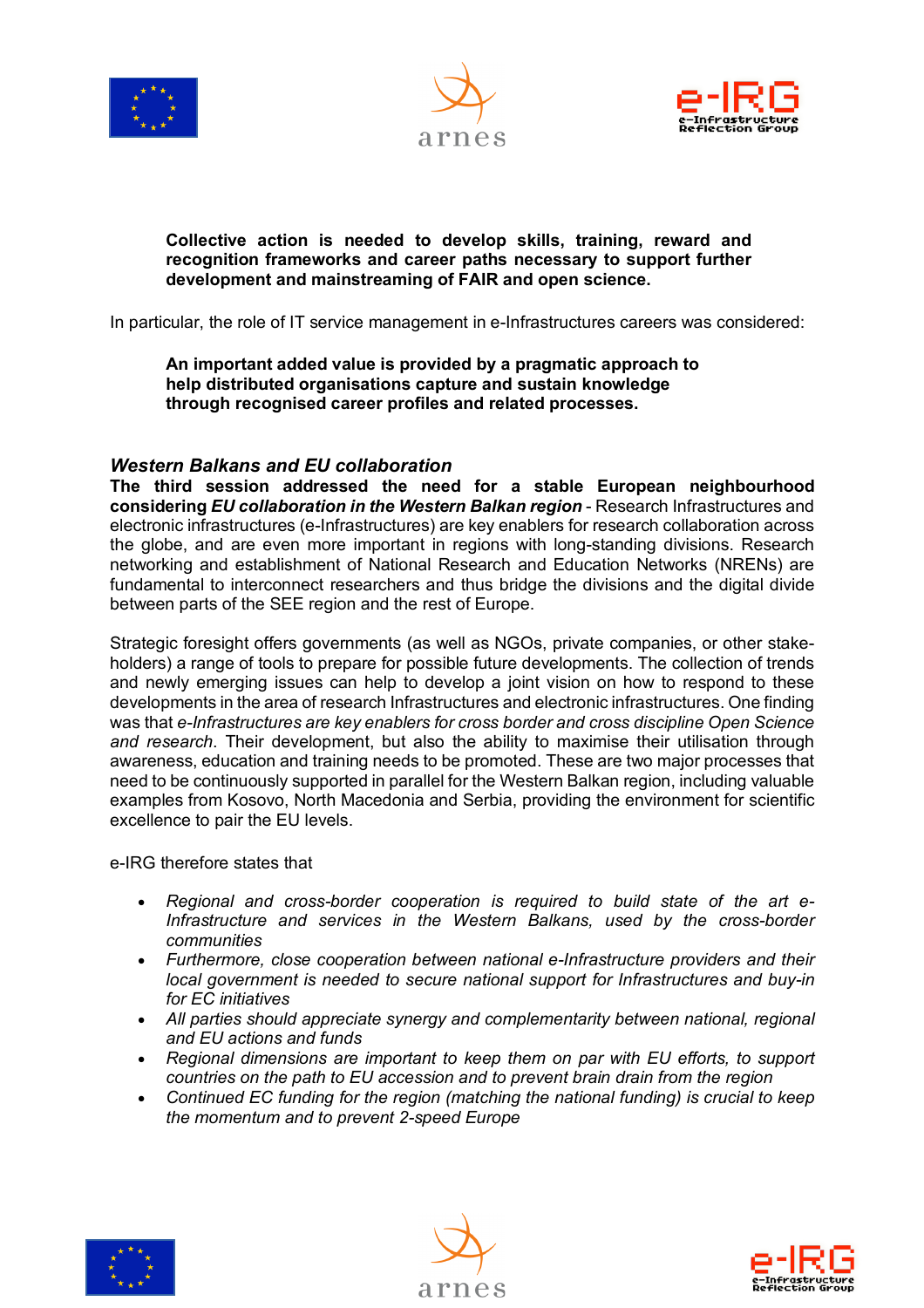**Collective action is needed to develop skills, training, reward and recognition frameworks and career paths necessary to support further development and mainstreaming of FAIR and open science.**

In particular, the role of IT service management in e-Infrastructures careers was considered:

**An important added value is provided by a pragmatic approach to help distributed organisations capture and sustain knowledge through recognised career profiles and related processes.**

### *Western Balkans and EU collaboration*

**The third session addressed the need for a stable European neighbourhood considering *EU collaboration in the Western Balkan region*** - Research Infrastructures and electronic infrastructures (e-Infrastructures) are key enablers for research collaboration across the globe, and are even more important in regions with long-standing divisions. Research networking and establishment of National Research and Education Networks (NRENs) are fundamental to interconnect researchers and thus bridge the divisions and the digital divide between parts of the SEE region and the rest of Europe.

Strategic foresight offers governments (as well as NGOs, private companies, or other stake-holders) a range of tools to prepare for possible future developments. The collection of trends and newly emerging issues can help to develop a joint vision on how to respond to these developments in the area of research Infrastructures and electronic infrastructures. One finding was that *e-Infrastructures are key enablers for cross border and cross discipline Open Science and research*. Their development, but also the ability to maximise their utilisation through awareness, education and training needs to be promoted. These are two major processes that need to be continuously supported in parallel for the Western Balkan region, including valuable examples from Kosovo, North Macedonia and Serbia, providing the environment for scientific excellence to pair the EU levels.

e-IRG therefore states that

- *Regional and cross-border cooperation is required to build state of the art e-Infrastructure and services in the Western Balkans, used by the cross-border communities*
- *Furthermore, close cooperation between national e-Infrastructure providers and their local government is needed to secure national support for Infrastructures and buy-in for EC initiatives*
- *All parties should appreciate synergy and complementarity between national, regional and EU actions and funds*
- *Regional dimensions are important to keep them on par with EU efforts, to support countries on the path to EU accession and to prevent brain drain from the region*
- *Continued EC funding for the region (matching the national funding) is crucial to keep the momentum and to prevent 2-speed Europe*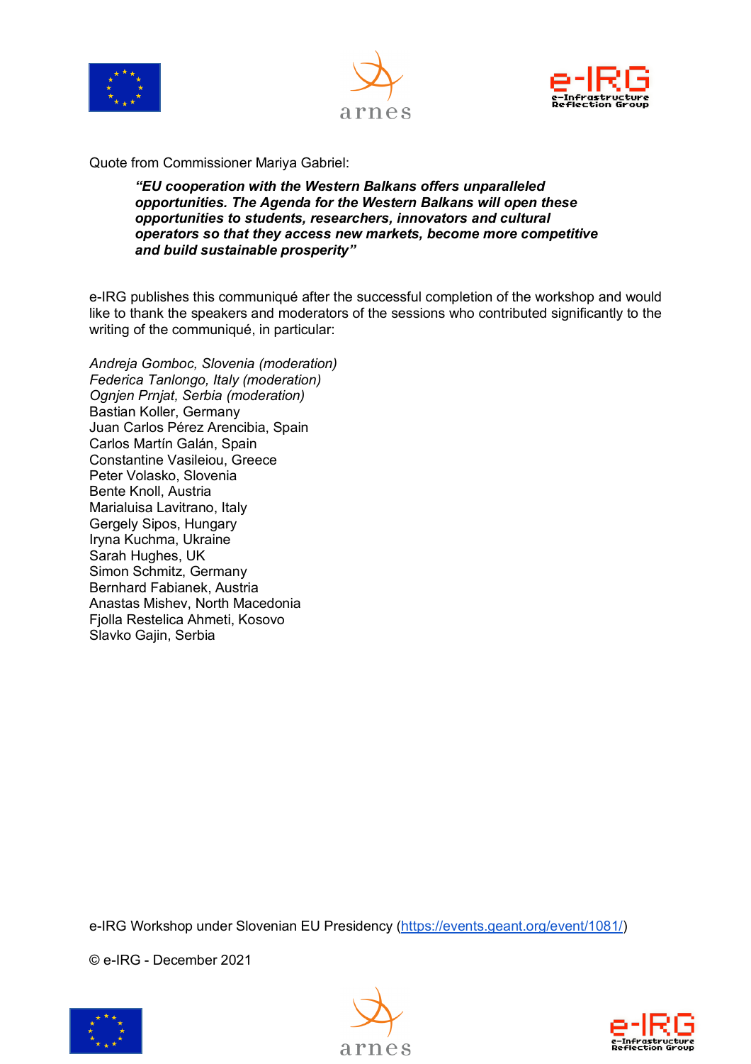Quote from Commissioner Mariya Gabriel:

> ***"EU cooperation with the Western Balkans offers unparalleled opportunities. The Agenda for the Western Balkans will open these opportunities to students, researchers, innovators and cultural operators so that they access new markets, become more competitive and build sustainable prosperity"***

e-IRG publishes this communiqué after the successful completion of the workshop and would like to thank the speakers and moderators of the sessions who contributed significantly to the writing of the communiqué, in particular:

*Andreja Gomboc, Slovenia (moderation)*
*Federica Tanlongo, Italy (moderation)*
*Ognjen Prnjat, Serbia (moderation)*
Bastian Koller, Germany
Juan Carlos Pérez Arencibia, Spain
Carlos Martín Galán, Spain
Constantine Vasileiou, Greece
Peter Volasko, Slovenia
Bente Knoll, Austria
Marialuisa Lavitrano, Italy
Gergely Sipos, Hungary
Iryna Kuchma, Ukraine
Sarah Hughes, UK
Simon Schmitz, Germany
Bernhard Fabianek, Austria
Anastas Mishev, North Macedonia
Fjolla Restelica Ahmeti, Kosovo
Slavko Gajin, Serbia

e-IRG Workshop under Slovenian EU Presidency (https://events.geant.org/event/1081/)

© e-IRG - December 2021